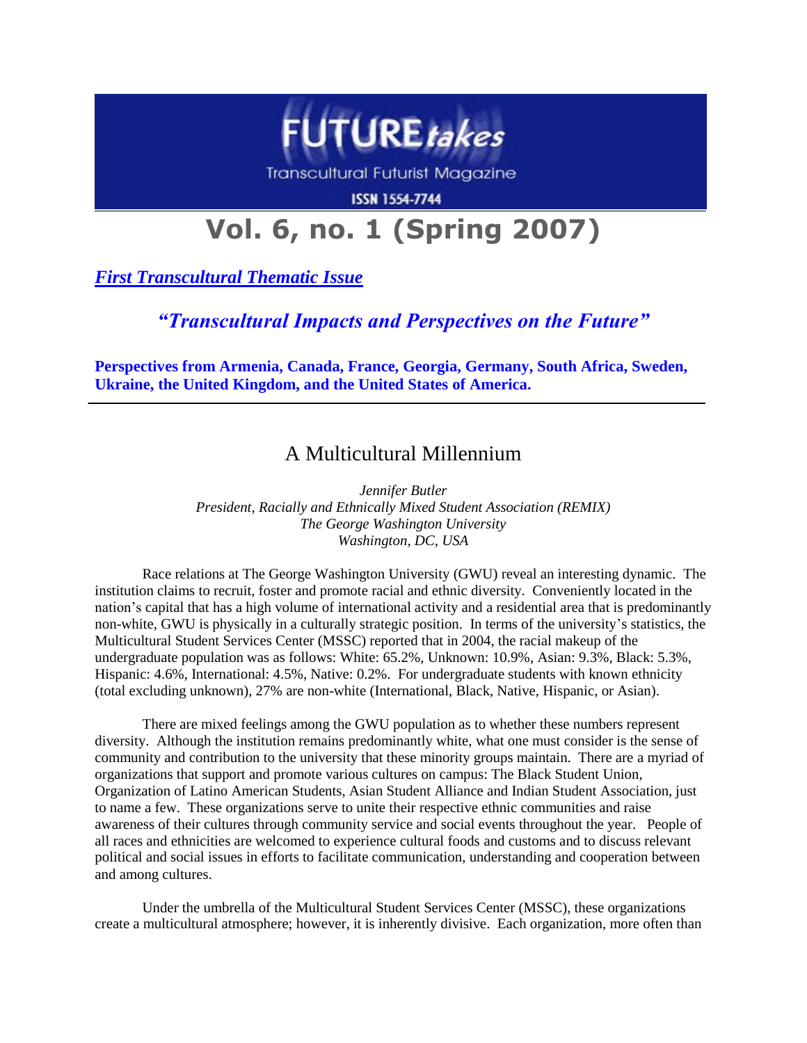# FUTURE*takes*

Transcultural Futurist Magazine

ISSN 1554-7744

# Vol. 6, no. 1 (Spring 2007)

***First Transcultural Thematic Issue***

## *"Transcultural Impacts and Perspectives on the Future"*

**Perspectives from Armenia, Canada, France, Georgia, Germany, South Africa, Sweden, Ukraine, the United Kingdom, and the United States of America.**

---

## A Multicultural Millennium

*Jennifer Butler*
*President, Racially and Ethnically Mixed Student Association (REMIX)*
*The George Washington University*
*Washington, DC, USA*

Race relations at The George Washington University (GWU) reveal an interesting dynamic. The institution claims to recruit, foster and promote racial and ethnic diversity. Conveniently located in the nation's capital that has a high volume of international activity and a residential area that is predominantly non-white, GWU is physically in a culturally strategic position. In terms of the university's statistics, the Multicultural Student Services Center (MSSC) reported that in 2004, the racial makeup of the undergraduate population was as follows: White: 65.2%, Unknown: 10.9%, Asian: 9.3%, Black: 5.3%, Hispanic: 4.6%, International: 4.5%, Native: 0.2%. For undergraduate students with known ethnicity (total excluding unknown), 27% are non-white (International, Black, Native, Hispanic, or Asian).

There are mixed feelings among the GWU population as to whether these numbers represent diversity. Although the institution remains predominantly white, what one must consider is the sense of community and contribution to the university that these minority groups maintain. There are a myriad of organizations that support and promote various cultures on campus: The Black Student Union, Organization of Latino American Students, Asian Student Alliance and Indian Student Association, just to name a few. These organizations serve to unite their respective ethnic communities and raise awareness of their cultures through community service and social events throughout the year. People of all races and ethnicities are welcomed to experience cultural foods and customs and to discuss relevant political and social issues in efforts to facilitate communication, understanding and cooperation between and among cultures.

Under the umbrella of the Multicultural Student Services Center (MSSC), these organizations create a multicultural atmosphere; however, it is inherently divisive. Each organization, more often than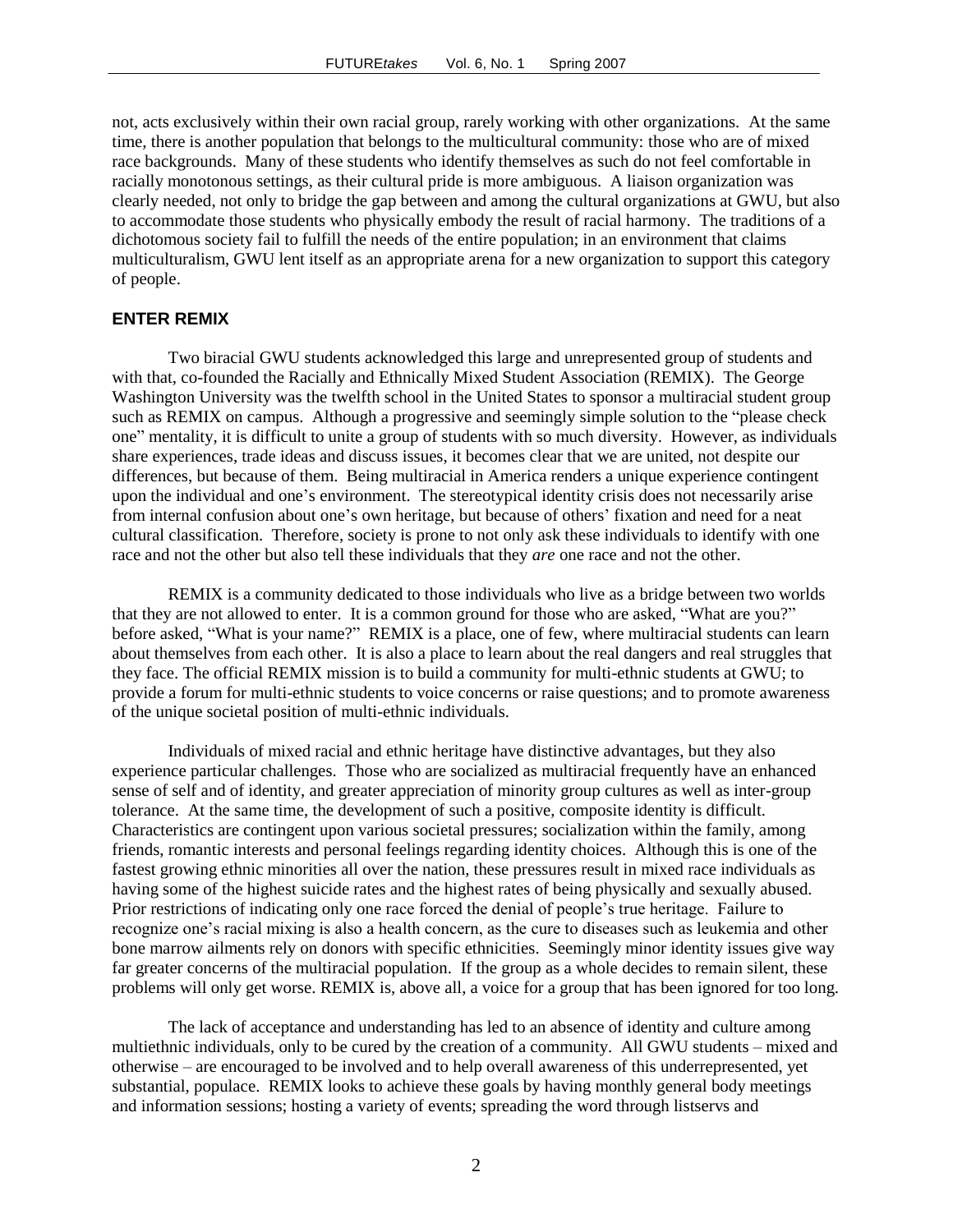not, acts exclusively within their own racial group, rarely working with other organizations. At the same time, there is another population that belongs to the multicultural community: those who are of mixed race backgrounds. Many of these students who identify themselves as such do not feel comfortable in racially monotonous settings, as their cultural pride is more ambiguous. A liaison organization was clearly needed, not only to bridge the gap between and among the cultural organizations at GWU, but also to accommodate those students who physically embody the result of racial harmony. The traditions of a dichotomous society fail to fulfill the needs of the entire population; in an environment that claims multiculturalism, GWU lent itself as an appropriate arena for a new organization to support this category of people.

## ENTER REMIX

Two biracial GWU students acknowledged this large and unrepresented group of students and with that, co-founded the Racially and Ethnically Mixed Student Association (REMIX). The George Washington University was the twelfth school in the United States to sponsor a multiracial student group such as REMIX on campus. Although a progressive and seemingly simple solution to the "please check one" mentality, it is difficult to unite a group of students with so much diversity. However, as individuals share experiences, trade ideas and discuss issues, it becomes clear that we are united, not despite our differences, but because of them. Being multiracial in America renders a unique experience contingent upon the individual and one's environment. The stereotypical identity crisis does not necessarily arise from internal confusion about one's own heritage, but because of others' fixation and need for a neat cultural classification. Therefore, society is prone to not only ask these individuals to identify with one race and not the other but also tell these individuals that they *are* one race and not the other.

REMIX is a community dedicated to those individuals who live as a bridge between two worlds that they are not allowed to enter. It is a common ground for those who are asked, "What are you?" before asked, "What is your name?" REMIX is a place, one of few, where multiracial students can learn about themselves from each other. It is also a place to learn about the real dangers and real struggles that they face. The official REMIX mission is to build a community for multi-ethnic students at GWU; to provide a forum for multi-ethnic students to voice concerns or raise questions; and to promote awareness of the unique societal position of multi-ethnic individuals.

Individuals of mixed racial and ethnic heritage have distinctive advantages, but they also experience particular challenges. Those who are socialized as multiracial frequently have an enhanced sense of self and of identity, and greater appreciation of minority group cultures as well as inter-group tolerance. At the same time, the development of such a positive, composite identity is difficult. Characteristics are contingent upon various societal pressures; socialization within the family, among friends, romantic interests and personal feelings regarding identity choices. Although this is one of the fastest growing ethnic minorities all over the nation, these pressures result in mixed race individuals as having some of the highest suicide rates and the highest rates of being physically and sexually abused. Prior restrictions of indicating only one race forced the denial of people's true heritage. Failure to recognize one's racial mixing is also a health concern, as the cure to diseases such as leukemia and other bone marrow ailments rely on donors with specific ethnicities. Seemingly minor identity issues give way far greater concerns of the multiracial population. If the group as a whole decides to remain silent, these problems will only get worse. REMIX is, above all, a voice for a group that has been ignored for too long.

The lack of acceptance and understanding has led to an absence of identity and culture among multiethnic individuals, only to be cured by the creation of a community. All GWU students – mixed and otherwise – are encouraged to be involved and to help overall awareness of this underrepresented, yet substantial, populace. REMIX looks to achieve these goals by having monthly general body meetings and information sessions; hosting a variety of events; spreading the word through listservs and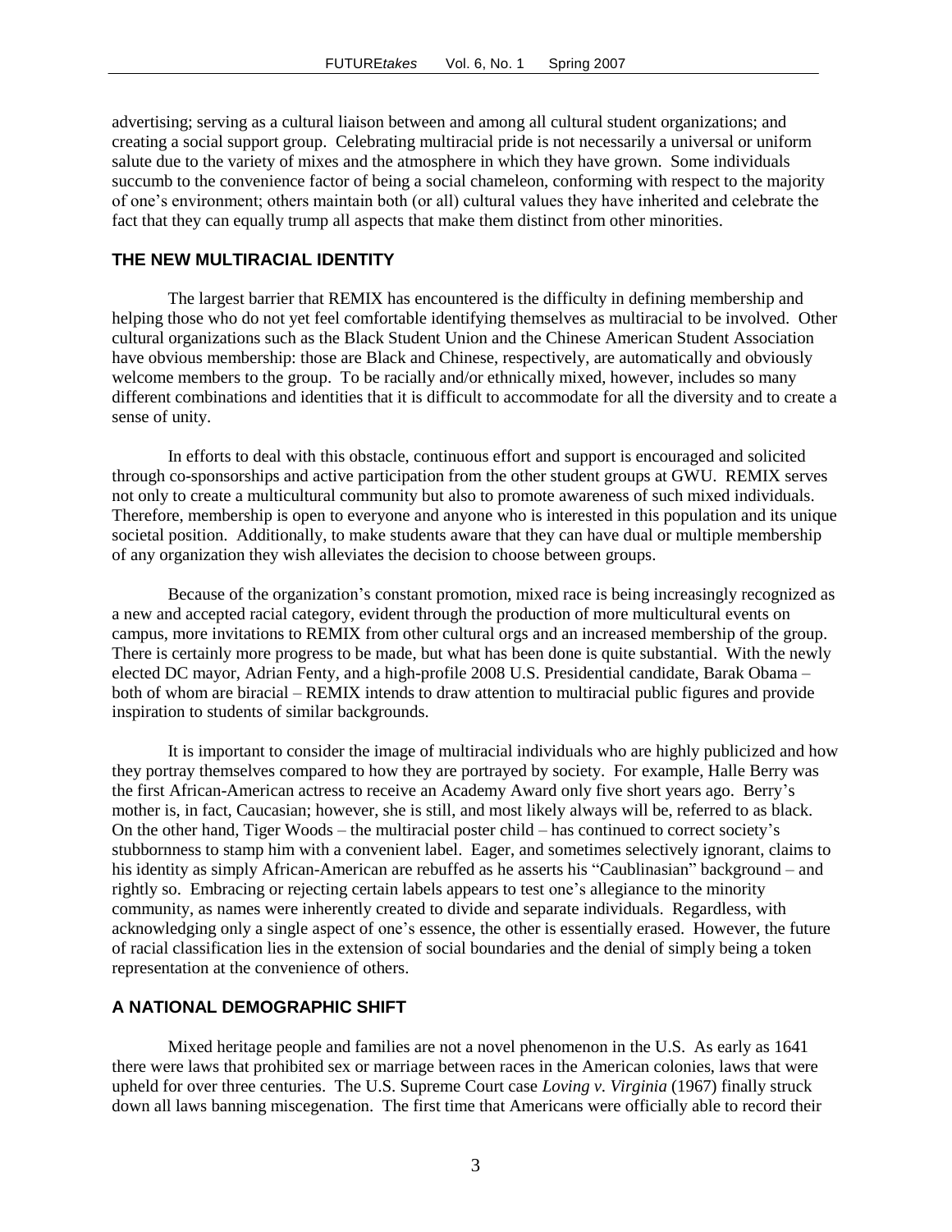advertising; serving as a cultural liaison between and among all cultural student organizations; and creating a social support group. Celebrating multiracial pride is not necessarily a universal or uniform salute due to the variety of mixes and the atmosphere in which they have grown. Some individuals succumb to the convenience factor of being a social chameleon, conforming with respect to the majority of one's environment; others maintain both (or all) cultural values they have inherited and celebrate the fact that they can equally trump all aspects that make them distinct from other minorities.

## THE NEW MULTIRACIAL IDENTITY

The largest barrier that REMIX has encountered is the difficulty in defining membership and helping those who do not yet feel comfortable identifying themselves as multiracial to be involved. Other cultural organizations such as the Black Student Union and the Chinese American Student Association have obvious membership: those are Black and Chinese, respectively, are automatically and obviously welcome members to the group. To be racially and/or ethnically mixed, however, includes so many different combinations and identities that it is difficult to accommodate for all the diversity and to create a sense of unity.

In efforts to deal with this obstacle, continuous effort and support is encouraged and solicited through co-sponsorships and active participation from the other student groups at GWU. REMIX serves not only to create a multicultural community but also to promote awareness of such mixed individuals. Therefore, membership is open to everyone and anyone who is interested in this population and its unique societal position. Additionally, to make students aware that they can have dual or multiple membership of any organization they wish alleviates the decision to choose between groups.

Because of the organization's constant promotion, mixed race is being increasingly recognized as a new and accepted racial category, evident through the production of more multicultural events on campus, more invitations to REMIX from other cultural orgs and an increased membership of the group. There is certainly more progress to be made, but what has been done is quite substantial. With the newly elected DC mayor, Adrian Fenty, and a high-profile 2008 U.S. Presidential candidate, Barak Obama – both of whom are biracial – REMIX intends to draw attention to multiracial public figures and provide inspiration to students of similar backgrounds.

It is important to consider the image of multiracial individuals who are highly publicized and how they portray themselves compared to how they are portrayed by society. For example, Halle Berry was the first African-American actress to receive an Academy Award only five short years ago. Berry's mother is, in fact, Caucasian; however, she is still, and most likely always will be, referred to as black. On the other hand, Tiger Woods – the multiracial poster child – has continued to correct society's stubbornness to stamp him with a convenient label. Eager, and sometimes selectively ignorant, claims to his identity as simply African-American are rebuffed as he asserts his "Caublinasian" background – and rightly so. Embracing or rejecting certain labels appears to test one's allegiance to the minority community, as names were inherently created to divide and separate individuals. Regardless, with acknowledging only a single aspect of one's essence, the other is essentially erased. However, the future of racial classification lies in the extension of social boundaries and the denial of simply being a token representation at the convenience of others.

## A NATIONAL DEMOGRAPHIC SHIFT

Mixed heritage people and families are not a novel phenomenon in the U.S. As early as 1641 there were laws that prohibited sex or marriage between races in the American colonies, laws that were upheld for over three centuries. The U.S. Supreme Court case *Loving v. Virginia* (1967) finally struck down all laws banning miscegenation. The first time that Americans were officially able to record their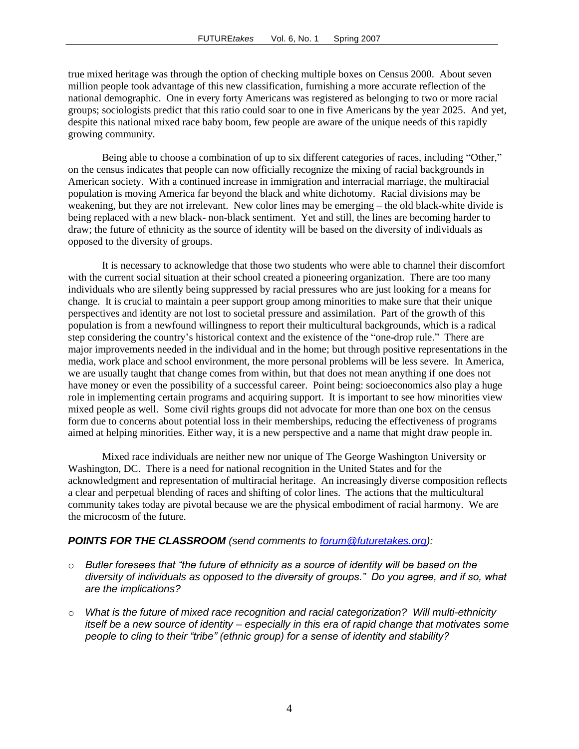true mixed heritage was through the option of checking multiple boxes on Census 2000. About seven million people took advantage of this new classification, furnishing a more accurate reflection of the national demographic. One in every forty Americans was registered as belonging to two or more racial groups; sociologists predict that this ratio could soar to one in five Americans by the year 2025. And yet, despite this national mixed race baby boom, few people are aware of the unique needs of this rapidly growing community.

Being able to choose a combination of up to six different categories of races, including "Other," on the census indicates that people can now officially recognize the mixing of racial backgrounds in American society. With a continued increase in immigration and interracial marriage, the multiracial population is moving America far beyond the black and white dichotomy. Racial divisions may be weakening, but they are not irrelevant. New color lines may be emerging – the old black-white divide is being replaced with a new black- non-black sentiment. Yet and still, the lines are becoming harder to draw; the future of ethnicity as the source of identity will be based on the diversity of individuals as opposed to the diversity of groups.

It is necessary to acknowledge that those two students who were able to channel their discomfort with the current social situation at their school created a pioneering organization. There are too many individuals who are silently being suppressed by racial pressures who are just looking for a means for change. It is crucial to maintain a peer support group among minorities to make sure that their unique perspectives and identity are not lost to societal pressure and assimilation. Part of the growth of this population is from a newfound willingness to report their multicultural backgrounds, which is a radical step considering the country's historical context and the existence of the "one-drop rule." There are major improvements needed in the individual and in the home; but through positive representations in the media, work place and school environment, the more personal problems will be less severe. In America, we are usually taught that change comes from within, but that does not mean anything if one does not have money or even the possibility of a successful career. Point being: socioeconomics also play a huge role in implementing certain programs and acquiring support. It is important to see how minorities view mixed people as well. Some civil rights groups did not advocate for more than one box on the census form due to concerns about potential loss in their memberships, reducing the effectiveness of programs aimed at helping minorities. Either way, it is a new perspective and a name that might draw people in.

Mixed race individuals are neither new nor unique of The George Washington University or Washington, DC. There is a need for national recognition in the United States and for the acknowledgment and representation of multiracial heritage. An increasingly diverse composition reflects a clear and perpetual blending of races and shifting of color lines. The actions that the multicultural community takes today are pivotal because we are the physical embodiment of racial harmony. We are the microcosm of the future.

***POINTS FOR THE CLASSROOM*** *(send comments to [forum@futuretakes.org](mailto:forum@futuretakes.org)):*

- *Butler foresees that "the future of ethnicity as a source of identity will be based on the diversity of individuals as opposed to the diversity of groups." Do you agree, and if so, what are the implications?*
- *What is the future of mixed race recognition and racial categorization? Will multi-ethnicity itself be a new source of identity – especially in this era of rapid change that motivates some people to cling to their "tribe" (ethnic group) for a sense of identity and stability?*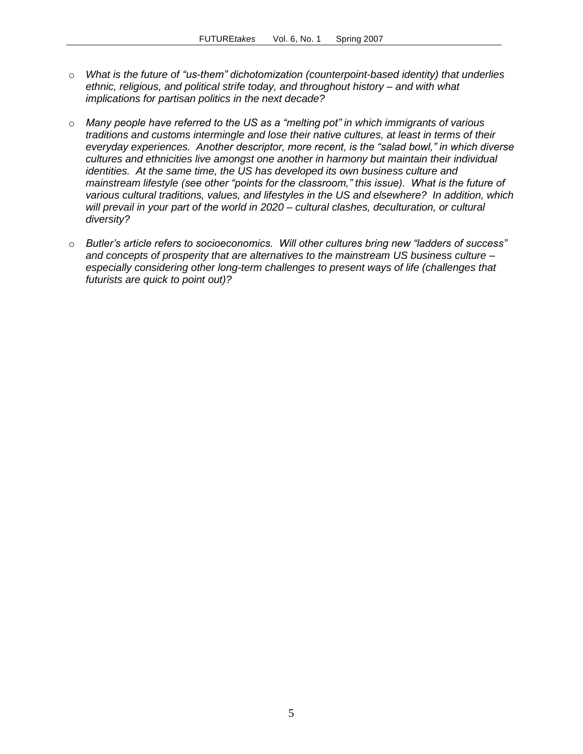- *What is the future of "us-them" dichotomization (counterpoint-based identity) that underlies ethnic, religious, and political strife today, and throughout history – and with what implications for partisan politics in the next decade?*

- *Many people have referred to the US as a "melting pot" in which immigrants of various traditions and customs intermingle and lose their native cultures, at least in terms of their everyday experiences. Another descriptor, more recent, is the "salad bowl," in which diverse cultures and ethnicities live amongst one another in harmony but maintain their individual identities. At the same time, the US has developed its own business culture and mainstream lifestyle (see other "points for the classroom," this issue). What is the future of various cultural traditions, values, and lifestyles in the US and elsewhere? In addition, which will prevail in your part of the world in 2020 – cultural clashes, deculturation, or cultural diversity?*

- *Butler's article refers to socioeconomics. Will other cultures bring new "ladders of success" and concepts of prosperity that are alternatives to the mainstream US business culture – especially considering other long-term challenges to present ways of life (challenges that futurists are quick to point out)?*